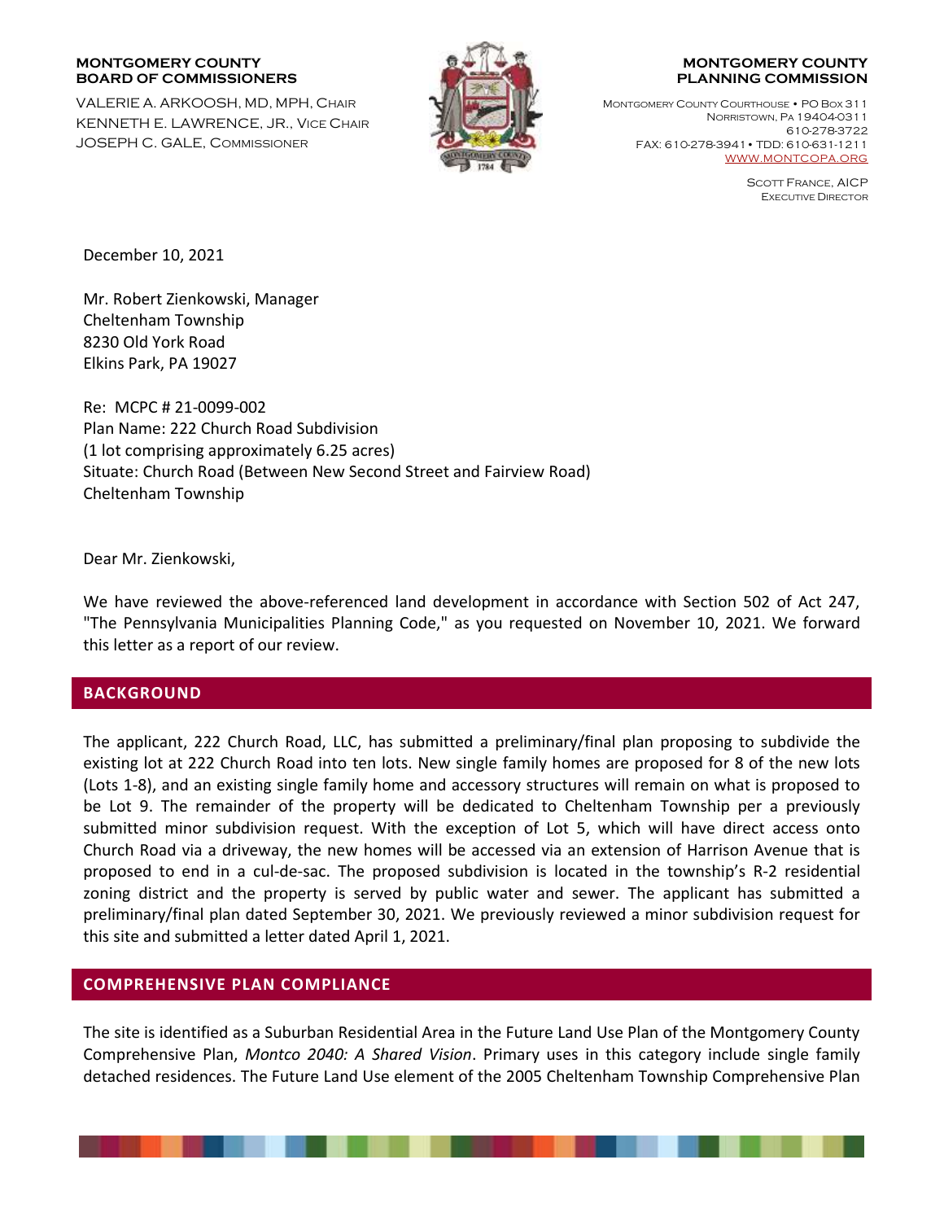**MONTGOMERY COUNTY BOARD OF COMMISSIONERS**

VALERIE A. ARKOOSH, MD, MPH, CHAIR
KENNETH E. LAWRENCE, JR., VICE CHAIR
JOSEPH C. GALE, COMMISSIONER

**MONTGOMERY COUNTY PLANNING COMMISSION**

MONTGOMERY COUNTY COURTHOUSE • PO BOX 311
NORRISTOWN, PA 19404-0311
610-278-3722
FAX: 610-278-3941 • TDD: 610-631-1211
WWW.MONTCOPA.ORG

SCOTT FRANCE, AICP
EXECUTIVE DIRECTOR

December 10, 2021

Mr. Robert Zienkowski, Manager
Cheltenham Township
8230 Old York Road
Elkins Park, PA 19027

Re: MCPC # 21-0099-002
Plan Name: 222 Church Road Subdivision
(1 lot comprising approximately 6.25 acres)
Situate: Church Road (Between New Second Street and Fairview Road)
Cheltenham Township

Dear Mr. Zienkowski,

We have reviewed the above-referenced land development in accordance with Section 502 of Act 247, "The Pennsylvania Municipalities Planning Code," as you requested on November 10, 2021. We forward this letter as a report of our review.

## BACKGROUND

The applicant, 222 Church Road, LLC, has submitted a preliminary/final plan proposing to subdivide the existing lot at 222 Church Road into ten lots. New single family homes are proposed for 8 of the new lots (Lots 1-8), and an existing single family home and accessory structures will remain on what is proposed to be Lot 9. The remainder of the property will be dedicated to Cheltenham Township per a previously submitted minor subdivision request. With the exception of Lot 5, which will have direct access onto Church Road via a driveway, the new homes will be accessed via an extension of Harrison Avenue that is proposed to end in a cul-de-sac. The proposed subdivision is located in the township's R-2 residential zoning district and the property is served by public water and sewer. The applicant has submitted a preliminary/final plan dated September 30, 2021. We previously reviewed a minor subdivision request for this site and submitted a letter dated April 1, 2021.

## COMPREHENSIVE PLAN COMPLIANCE

The site is identified as a Suburban Residential Area in the Future Land Use Plan of the Montgomery County Comprehensive Plan, *Montco 2040: A Shared Vision*. Primary uses in this category include single family detached residences. The Future Land Use element of the 2005 Cheltenham Township Comprehensive Plan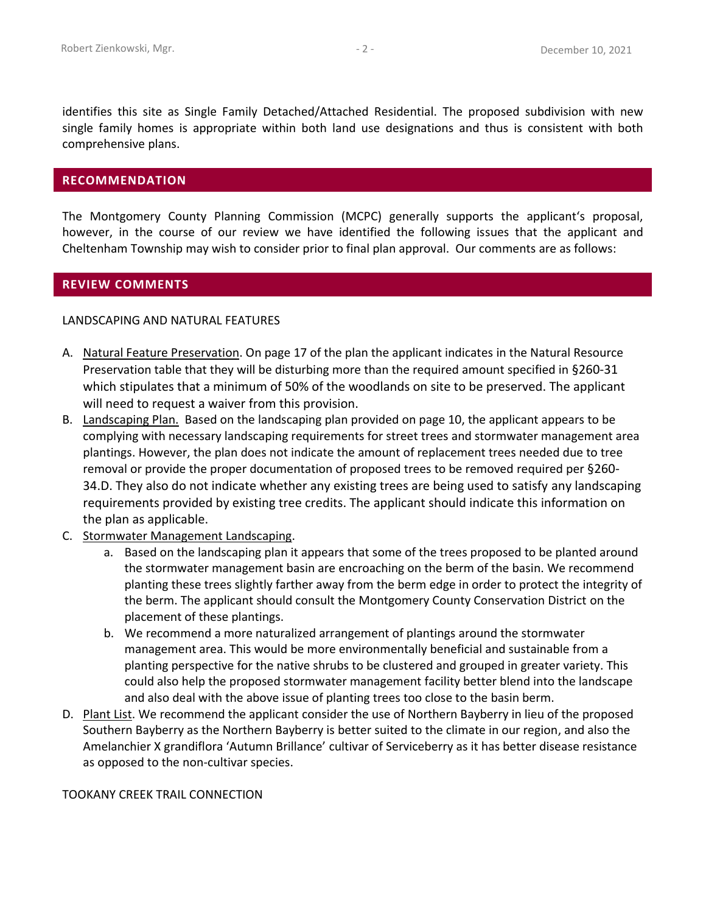identifies this site as Single Family Detached/Attached Residential. The proposed subdivision with new single family homes is appropriate within both land use designations and thus is consistent with both comprehensive plans.

## RECOMMENDATION

The Montgomery County Planning Commission (MCPC) generally supports the applicant's proposal, however, in the course of our review we have identified the following issues that the applicant and Cheltenham Township may wish to consider prior to final plan approval. Our comments are as follows:

## REVIEW COMMENTS

LANDSCAPING AND NATURAL FEATURES

A. Natural Feature Preservation. On page 17 of the plan the applicant indicates in the Natural Resource Preservation table that they will be disturbing more than the required amount specified in §260-31 which stipulates that a minimum of 50% of the woodlands on site to be preserved. The applicant will need to request a waiver from this provision.
B. Landscaping Plan. Based on the landscaping plan provided on page 10, the applicant appears to be complying with necessary landscaping requirements for street trees and stormwater management area plantings. However, the plan does not indicate the amount of replacement trees needed due to tree removal or provide the proper documentation of proposed trees to be removed required per §260-34.D. They also do not indicate whether any existing trees are being used to satisfy any landscaping requirements provided by existing tree credits. The applicant should indicate this information on the plan as applicable.
C. Stormwater Management Landscaping.
    a. Based on the landscaping plan it appears that some of the trees proposed to be planted around the stormwater management basin are encroaching on the berm of the basin. We recommend planting these trees slightly farther away from the berm edge in order to protect the integrity of the berm. The applicant should consult the Montgomery County Conservation District on the placement of these plantings.
    b. We recommend a more naturalized arrangement of plantings around the stormwater management area. This would be more environmentally beneficial and sustainable from a planting perspective for the native shrubs to be clustered and grouped in greater variety. This could also help the proposed stormwater management facility better blend into the landscape and also deal with the above issue of planting trees too close to the basin berm.
D. Plant List. We recommend the applicant consider the use of Northern Bayberry in lieu of the proposed Southern Bayberry as the Northern Bayberry is better suited to the climate in our region, and also the Amelanchier X grandiflora 'Autumn Brillance' cultivar of Serviceberry as it has better disease resistance as opposed to the non-cultivar species.

TOOKANY CREEK TRAIL CONNECTION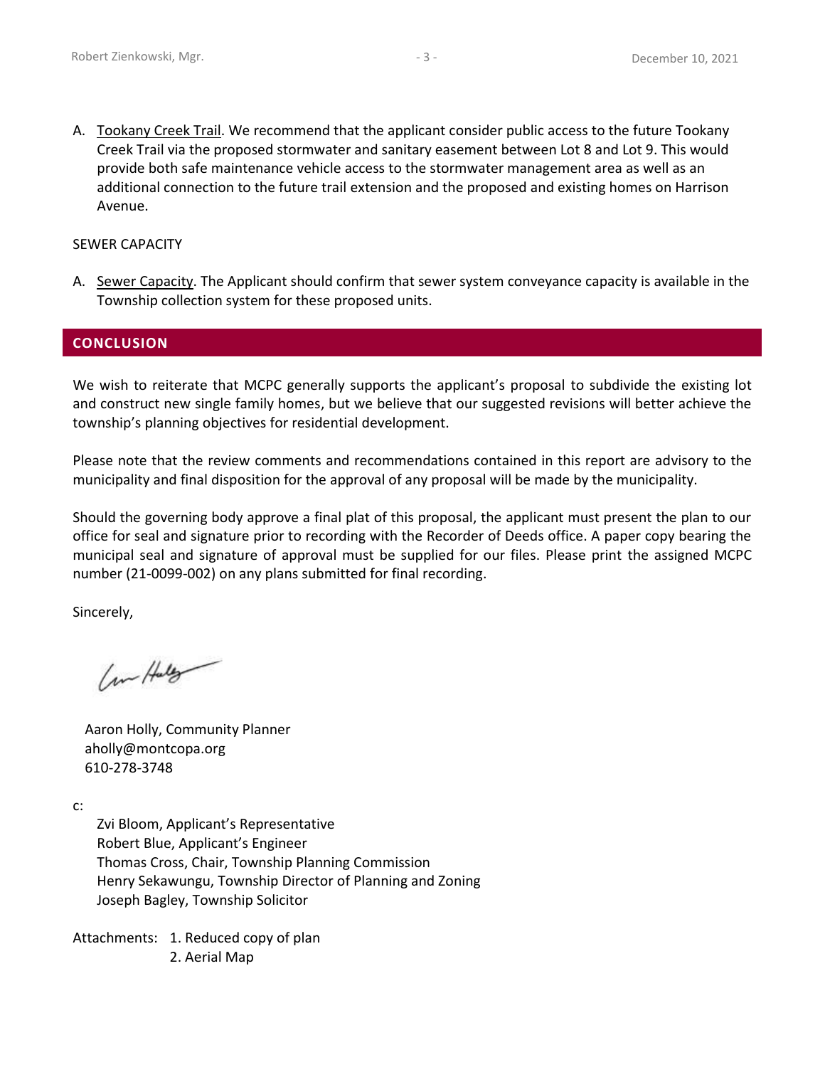A. Tookany Creek Trail. We recommend that the applicant consider public access to the future Tookany Creek Trail via the proposed stormwater and sanitary easement between Lot 8 and Lot 9. This would provide both safe maintenance vehicle access to the stormwater management area as well as an additional connection to the future trail extension and the proposed and existing homes on Harrison Avenue.

SEWER CAPACITY

A. Sewer Capacity. The Applicant should confirm that sewer system conveyance capacity is available in the Township collection system for these proposed units.

## CONCLUSION

We wish to reiterate that MCPC generally supports the applicant's proposal to subdivide the existing lot and construct new single family homes, but we believe that our suggested revisions will better achieve the township's planning objectives for residential development.

Please note that the review comments and recommendations contained in this report are advisory to the municipality and final disposition for the approval of any proposal will be made by the municipality.

Should the governing body approve a final plat of this proposal, the applicant must present the plan to our office for seal and signature prior to recording with the Recorder of Deeds office. A paper copy bearing the municipal seal and signature of approval must be supplied for our files. Please print the assigned MCPC number (21-0099-002) on any plans submitted for final recording.

Sincerely,

Aaron Holly, Community Planner
aholly@montcopa.org
610-278-3748

c:

Zvi Bloom, Applicant's Representative
Robert Blue, Applicant's Engineer
Thomas Cross, Chair, Township Planning Commission
Henry Sekawungu, Township Director of Planning and Zoning
Joseph Bagley, Township Solicitor

Attachments: 1. Reduced copy of plan
2. Aerial Map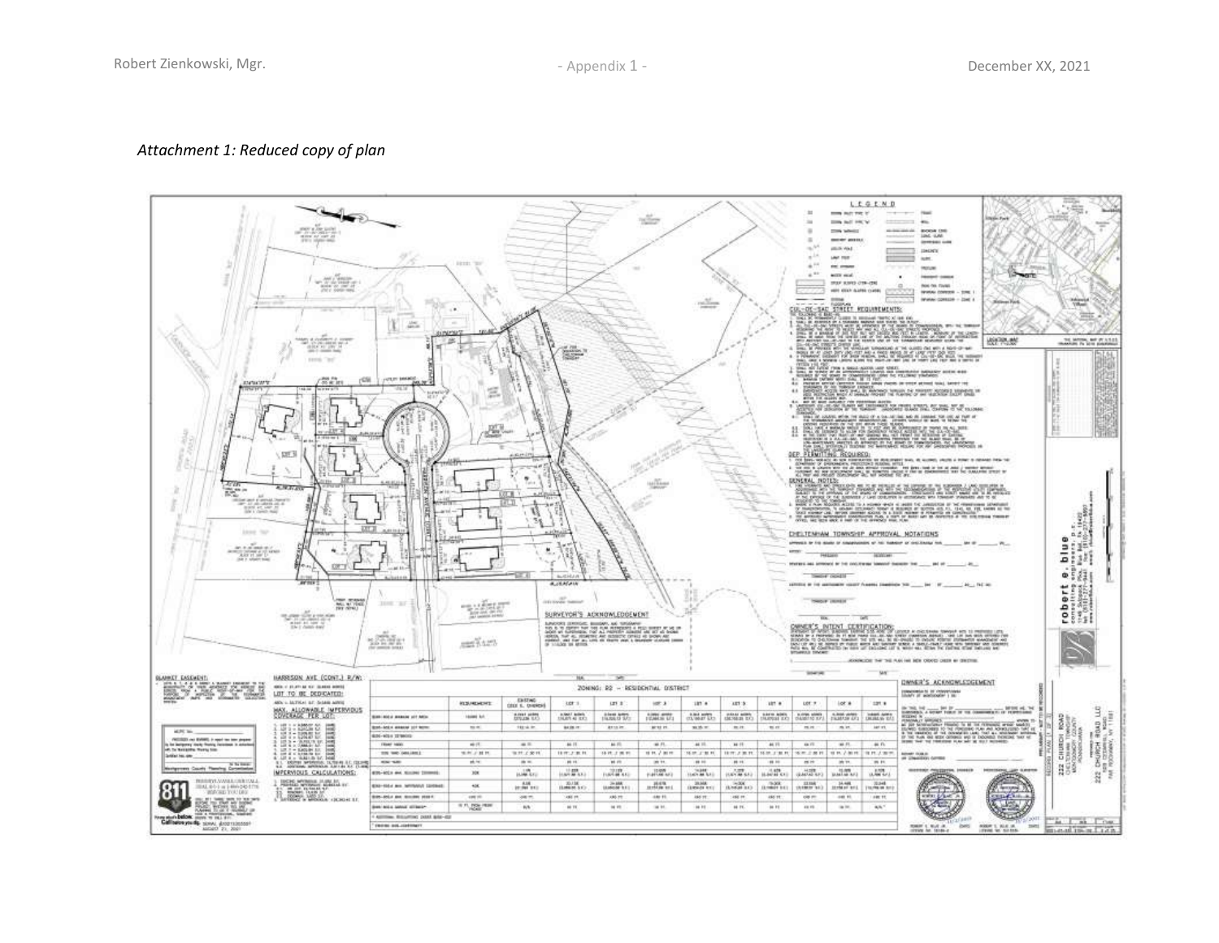*Attachment 1: Reduced copy of plan*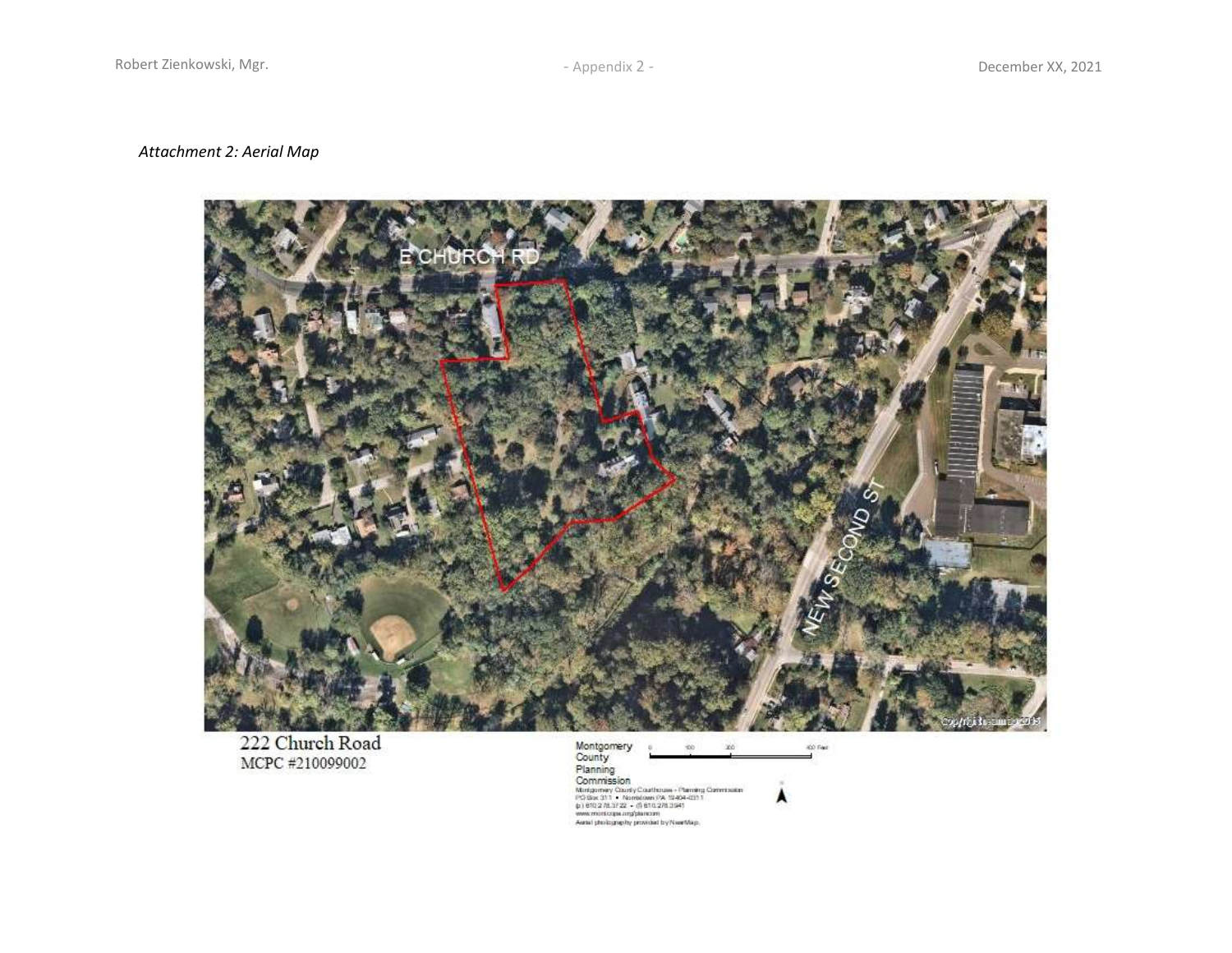*Attachment 2: Aerial Map*

E CHURCH RD

NEW SECOND ST

222 Church Road
MCPC #210099002

Montgomery County Planning Commission
Montgomery County Courthouse – Planning Commission
PO Box 311 • Norristown PA 19404-0311
(p) 610.278.3722 • (f) 610.278.3941
www.montcopa.org/plancom
Aerial photography provided by NearMap.